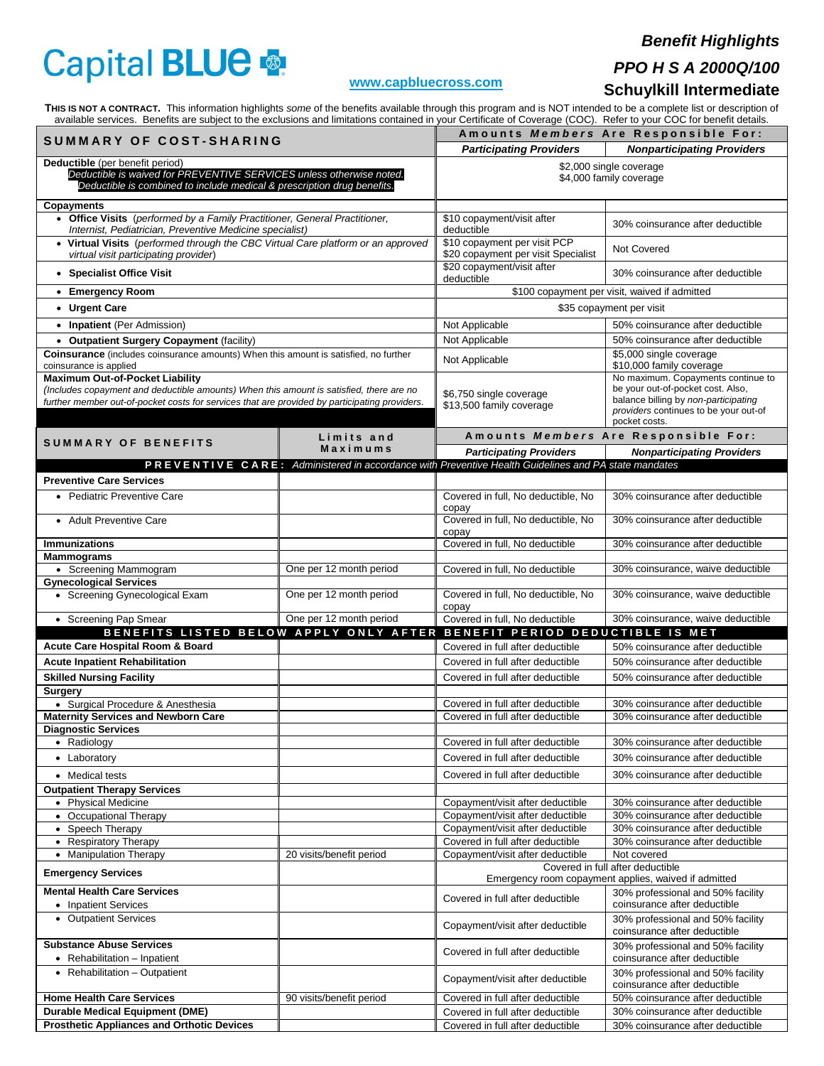Capital BLUE

www.capbluecross.com

# Benefit Highlights
## PPO H S A 2000Q/100
## Schuylkill Intermediate

**THIS IS NOT A CONTRACT.** This information highlights *some* of the benefits available through this program and is NOT intended to be a complete list or description of available services. Benefits are subject to the exclusions and limitations contained in your Certificate of Coverage (COC). Refer to your COC for benefit details.

| SUMMARY OF COST-SHARING | Amounts *Members* Are Responsible For: Participating Providers | Amounts *Members* Are Responsible For: Nonparticipating Providers |
|---|---|---|
| **Deductible** (per benefit period) *Deductible is waived for PREVENTIVE SERVICES unless otherwise noted. Deductible is combined to include medical & prescription drug benefits.* | $2,000 single coverage $4,000 family coverage | |
| **Copayments** | | |
| • **Office Visits** *(performed by a Family Practitioner, General Practitioner, Internist, Pediatrician, Preventive Medicine specialist)* | $10 copayment/visit after deductible | 30% coinsurance after deductible |
| • **Virtual Visits** *(performed through the CBC Virtual Care platform or an approved virtual visit participating provider)* | $10 copayment per visit PCP $20 copayment per visit Specialist | Not Covered |
| • **Specialist Office Visit** | $20 copayment/visit after deductible | 30% coinsurance after deductible |
| • **Emergency Room** | $100 copayment per visit, waived if admitted | |
| • **Urgent Care** | $35 copayment per visit | |
| • **Inpatient** (Per Admission) | Not Applicable | 50% coinsurance after deductible |
| • **Outpatient Surgery Copayment** (facility) | Not Applicable | 50% coinsurance after deductible |
| **Coinsurance** (includes coinsurance amounts) When this amount is satisfied, no further coinsurance is applied | Not Applicable | $5,000 single coverage $10,000 family coverage |
| **Maximum Out-of-Pocket Liability** *(Includes copayment and deductible amounts) When this amount is satisfied, there are no further member out-of-pocket costs for services that are provided by participating providers.* | $6,750 single coverage $13,500 family coverage | No maximum. Copayments continue to be your out-of-pocket cost. Also, balance billing by *non-participating providers* continues to be your out-of pocket costs. |

| SUMMARY OF BENEFITS | Limits and Maximums | Amounts *Members* Are Responsible For: Participating Providers | Amounts *Members* Are Responsible For: Nonparticipating Providers |
|---|---|---|---|
| **PREVENTIVE CARE:** *Administered in accordance with Preventive Health Guidelines and PA state mandates* | | | |
| **Preventive Care Services** | | | |
| • Pediatric Preventive Care | | Covered in full, No deductible, No copay | 30% coinsurance after deductible |
| • Adult Preventive Care | | Covered in full, No deductible, No copay | 30% coinsurance after deductible |
| **Immunizations** | | Covered in full, No deductible | 30% coinsurance after deductible |
| **Mammograms** | | | |
| • Screening Mammogram | One per 12 month period | Covered in full, No deductible | 30% coinsurance, waive deductible |
| **Gynecological Services** | | | |
| • Screening Gynecological Exam | One per 12 month period | Covered in full, No deductible, No copay | 30% coinsurance, waive deductible |
| • Screening Pap Smear | One per 12 month period | Covered in full, No deductible | 30% coinsurance, waive deductible |
| **BENEFITS LISTED BELOW APPLY ONLY AFTER BENEFIT PERIOD DEDUCTIBLE IS MET** | | | |
| **Acute Care Hospital Room & Board** | | Covered in full after deductible | 50% coinsurance after deductible |
| **Acute Inpatient Rehabilitation** | | Covered in full after deductible | 50% coinsurance after deductible |
| **Skilled Nursing Facility** | | Covered in full after deductible | 50% coinsurance after deductible |
| **Surgery** | | | |
| • Surgical Procedure & Anesthesia | | Covered in full after deductible | 30% coinsurance after deductible |
| **Maternity Services and Newborn Care** | | Covered in full after deductible | 30% coinsurance after deductible |
| **Diagnostic Services** | | | |
| • Radiology | | Covered in full after deductible | 30% coinsurance after deductible |
| • Laboratory | | Covered in full after deductible | 30% coinsurance after deductible |
| • Medical tests | | Covered in full after deductible | 30% coinsurance after deductible |
| **Outpatient Therapy Services** | | | |
| • Physical Medicine | | Copayment/visit after deductible | 30% coinsurance after deductible |
| • Occupational Therapy | | Copayment/visit after deductible | 30% coinsurance after deductible |
| • Speech Therapy | | Copayment/visit after deductible | 30% coinsurance after deductible |
| • Respiratory Therapy | | Covered in full after deductible | 30% coinsurance after deductible |
| • Manipulation Therapy | 20 visits/benefit period | Copayment/visit after deductible | Not covered |
| **Emergency Services** | | Covered in full after deductible Emergency room copayment applies, waived if admitted | |
| **Mental Health Care Services** • Inpatient Services | | Covered in full after deductible | 30% professional and 50% facility coinsurance after deductible |
| • Outpatient Services | | Copayment/visit after deductible | 30% professional and 50% facility coinsurance after deductible |
| **Substance Abuse Services** • Rehabilitation – Inpatient | | Covered in full after deductible | 30% professional and 50% facility coinsurance after deductible |
| • Rehabilitation – Outpatient | | Copayment/visit after deductible | 30% professional and 50% facility coinsurance after deductible |
| **Home Health Care Services** | 90 visits/benefit period | Covered in full after deductible | 50% coinsurance after deductible |
| **Durable Medical Equipment (DME)** | | Covered in full after deductible | 30% coinsurance after deductible |
| **Prosthetic Appliances and Orthotic Devices** | | Covered in full after deductible | 30% coinsurance after deductible |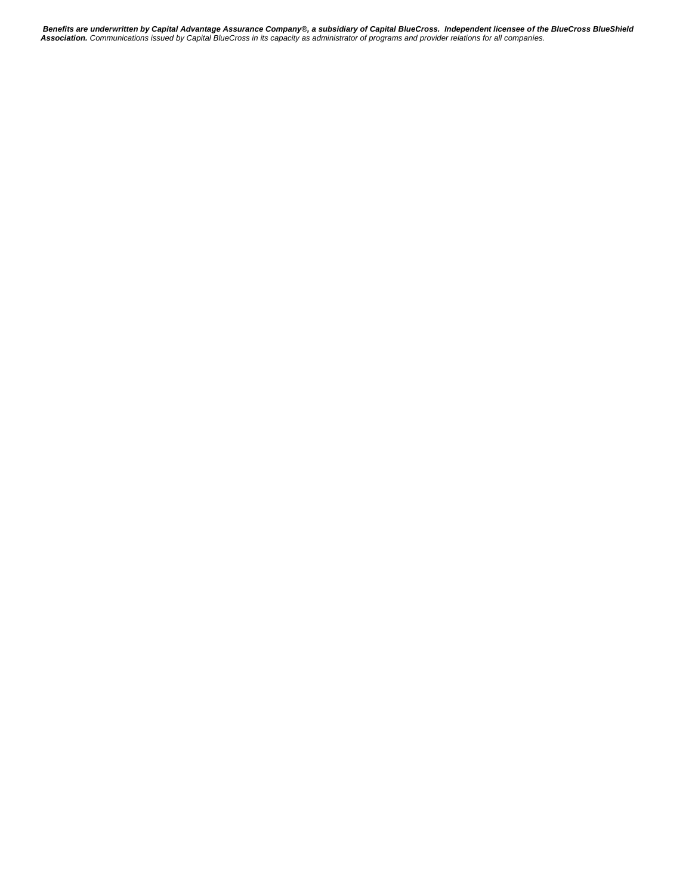***Benefits are underwritten by Capital Advantage Assurance Company®, a subsidiary of Capital BlueCross. Independent licensee of the BlueCross BlueShield Association.*** *Communications issued by Capital BlueCross in its capacity as administrator of programs and provider relations for all companies.*